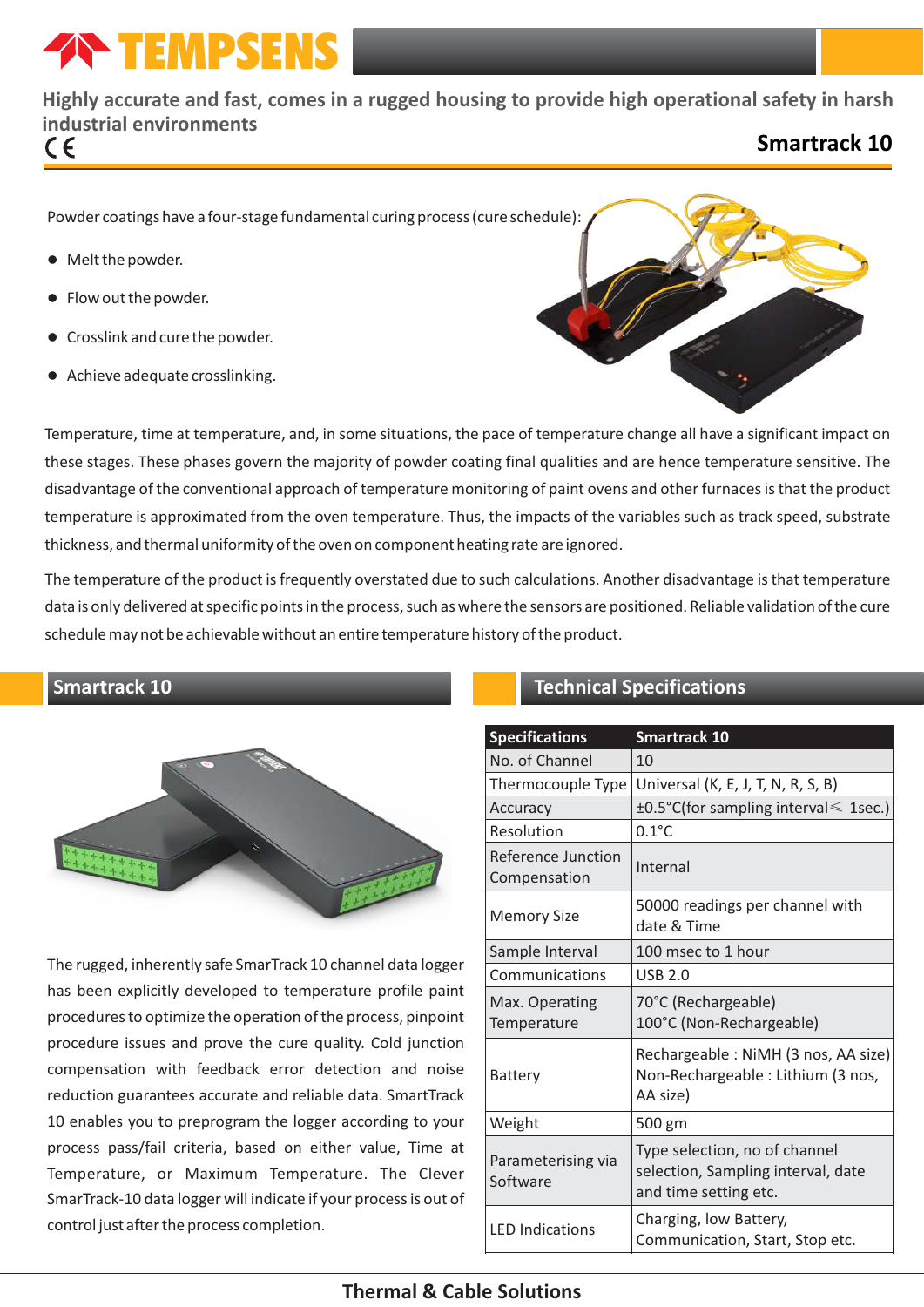# TEMPSENS

**Highly accurate and fast, comes in a rugged housing to provide high operational safety in harsh industrial environments**

CE

## Smartrack 10

Powder coatings have a four-stage fundamental curing process (cure schedule):

- Melt the powder.
- Flow out the powder.
- Crosslink and cure the powder.
- Achieve adequate crosslinking.

Temperature, time at temperature, and, in some situations, the pace of temperature change all have a significant impact on these stages. These phases govern the majority of powder coating final qualities and are hence temperature sensitive. The disadvantage of the conventional approach of temperature monitoring of paint ovens and other furnaces is that the product temperature is approximated from the oven temperature. Thus, the impacts of the variables such as track speed, substrate thickness, and thermal uniformity of the oven on component heating rate are ignored.

The temperature of the product is frequently overstated due to such calculations. Another disadvantage is that temperature data is only delivered at specific points in the process, such as where the sensors are positioned. Reliable validation of the cure schedule may not be achievable without an entire temperature history of the product.

## Smartrack 10

The rugged, inherently safe SmarTrack 10 channel data logger has been explicitly developed to temperature profile paint procedures to optimize the operation of the process, pinpoint procedure issues and prove the cure quality. Cold junction compensation with feedback error detection and noise reduction guarantees accurate and reliable data. SmartTrack 10 enables you to preprogram the logger according to your process pass/fail criteria, based on either value, Time at Temperature, or Maximum Temperature. The Clever SmarTrack-10 data logger will indicate if your process is out of control just after the process completion.

## Technical Specifications

| Specifications | Smartrack 10 |
|---|---|
| No. of Channel | 10 |
| Thermocouple Type | Universal (K, E, J, T, N, R, S, B) |
| Accuracy | ±0.5°C(for sampling interval ≤ 1sec.) |
| Resolution | 0.1°C |
| Reference Junction Compensation | Internal |
| Memory Size | 50000 readings per channel with date & Time |
| Sample Interval | 100 msec to 1 hour |
| Communications | USB 2.0 |
| Max. Operating Temperature | 70°C (Rechargeable)<br>100°C (Non-Rechargeable) |
| Battery | Rechargeable : NiMH (3 nos, AA size)<br>Non-Rechargeable : Lithium (3 nos, AA size) |
| Weight | 500 gm |
| Parameterising via Software | Type selection, no of channel selection, Sampling interval, date and time setting etc. |
| LED Indications | Charging, low Battery, Communication, Start, Stop etc. |

**Thermal & Cable Solutions**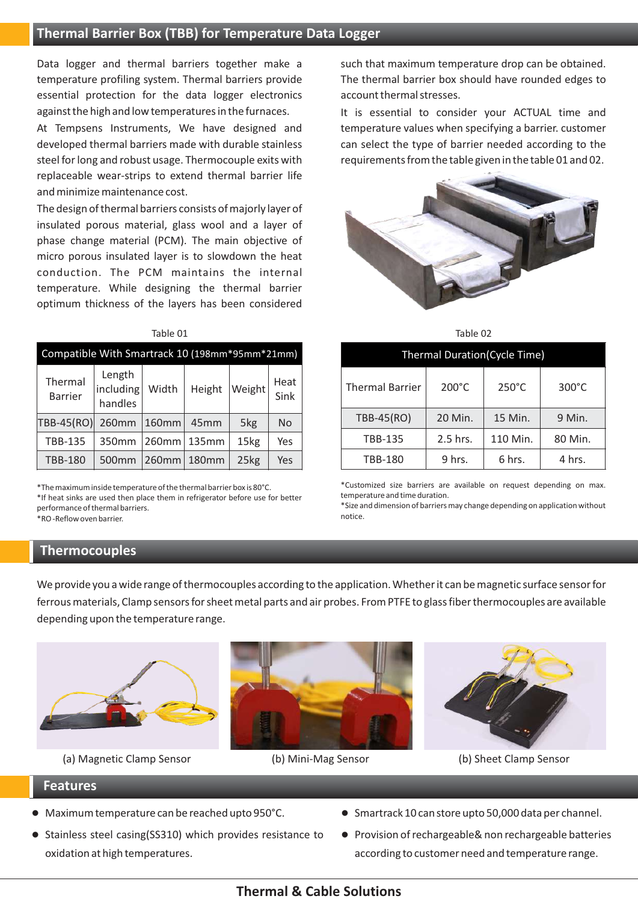## Thermal Barrier Box (TBB) for Temperature Data Logger

Data logger and thermal barriers together make a temperature profiling system. Thermal barriers provide essential protection for the data logger electronics against the high and low temperatures in the furnaces.

At Tempsens Instruments, We have designed and developed thermal barriers made with durable stainless steel for long and robust usage. Thermocouple exits with replaceable wear-strips to extend thermal barrier life and minimize maintenance cost.

The design of thermal barriers consists of majorly layer of insulated porous material, glass wool and a layer of phase change material (PCM). The main objective of micro porous insulated layer is to slowdown the heat conduction. The PCM maintains the internal temperature. While designing the thermal barrier optimum thickness of the layers has been considered such that maximum temperature drop can be obtained. The thermal barrier box should have rounded edges to account thermal stresses.

It is essential to consider your ACTUAL time and temperature values when specifying a barrier. customer can select the type of barrier needed according to the requirements from the table given in the table 01 and 02.

Table 01

| Compatible With Smartrack 10 (198mm*95mm*21mm) | | | | | |
|---|---|---|---|---|---|
| Thermal Barrier | Length including handles | Width | Height | Weight | Heat Sink |
| TBB-45(RO) | 260mm | 160mm | 45mm | 5kg | No |
| TBB-135 | 350mm | 260mm | 135mm | 15kg | Yes |
| TBB-180 | 500mm | 260mm | 180mm | 25kg | Yes |

*The maximum inside temperature of the thermal barrier box is 80°C.
*If heat sinks are used then place them in refrigerator before use for better performance of thermal barriers.
*RO -Reflow oven barrier.

Table 02

| Thermal Duration(Cycle Time) | | | |
|---|---|---|---|
| Thermal Barrier | 200°C | 250°C | 300°C |
| TBB-45(RO) | 20 Min. | 15 Min. | 9 Min. |
| TBB-135 | 2.5 hrs. | 110 Min. | 80 Min. |
| TBB-180 | 9 hrs. | 6 hrs. | 4 hrs. |

*Customized size barriers are available on request depending on max. temperature and time duration.
*Size and dimension of barriers may change depending on application without notice.

## Thermocouples

We provide you a wide range of thermocouples according to the application. Whether it can be magnetic surface sensor for ferrous materials, Clamp sensors for sheet metal parts and air probes. From PTFE to glass fiber thermocouples are available depending upon the temperature range.

(a) Magnetic Clamp Sensor

(b) Mini-Mag Sensor

(b) Sheet Clamp Sensor

## Features

- Maximum temperature can be reached upto 950°C.
- Stainless steel casing(SS310) which provides resistance to oxidation at high temperatures.
- Smartrack 10 can store upto 50,000 data per channel.
- Provision of rechargeable& non rechargeable batteries according to customer need and temperature range.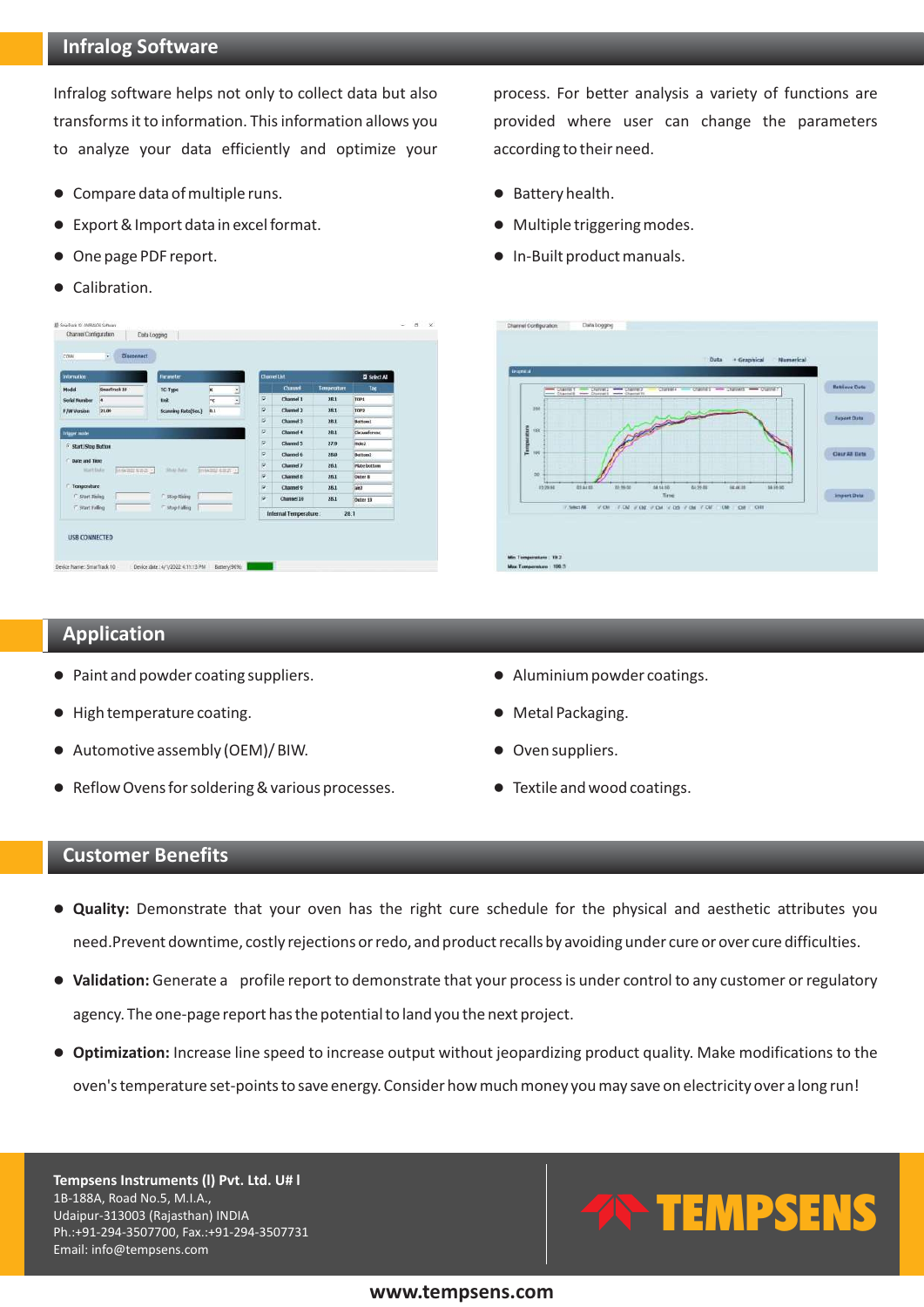## Infralog Software

Infralog software helps not only to collect data but also transforms it to information. This information allows you to analyze your data efficiently and optimize your process. For better analysis a variety of functions are provided where user can change the parameters according to their need.

- Compare data of multiple runs.
- Export & Import data in excel format.
- One page PDF report.
- Calibration.
- Battery health.
- Multiple triggering modes.
- In-Built product manuals.

## Application

- Paint and powder coating suppliers.
- High temperature coating.
- Automotive assembly (OEM)/ BIW.
- Reflow Ovens for soldering & various processes.
- Aluminium powder coatings.
- Metal Packaging.
- Oven suppliers.
- Textile and wood coatings.

## Customer Benefits

- **Quality:** Demonstrate that your oven has the right cure schedule for the physical and aesthetic attributes you need.Prevent downtime, costly rejections or redo, and product recalls by avoiding under cure or over cure difficulties.
- **Validation:** Generate a profile report to demonstrate that your process is under control to any customer or regulatory agency. The one-page report has the potential to land you the next project.
- **Optimization:** Increase line speed to increase output without jeopardizing product quality. Make modifications to the oven's temperature set-points to save energy. Consider how much money you may save on electricity over a long run!

**Tempsens Instruments (I) Pvt. Ltd. U# I**
1B-188A, Road No.5, M.I.A.,
Udaipur-313003 (Rajasthan) INDIA
Ph.:+91-294-3507700, Fax.:+91-294-3507731
Email: info@tempsens.com

TEMPSENS

www.tempsens.com